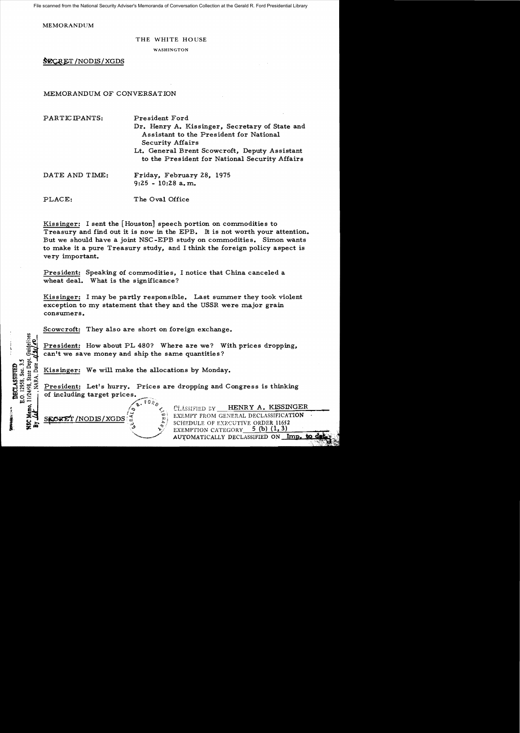File scanned from the National Security Adviser's Memoranda of Conversation Collection at the Gerald R. Ford Presidential Library

MEMORANDUM

THE WHITE HOUSE

WASHINGTON

SECRET/NODIS/XGDS

MEMORANDUM OF CONVERSATION

| | |
|---|---|
| PARTICIPANTS: | President Ford<br>Dr. Henry A. Kissinger, Secretary of State and Assistant to the President for National Security Affairs<br>Lt. General Brent Scowcroft, Deputy Assistant to the President for National Security Affairs |
| DATE AND TIME: | Friday, February 28, 1975<br>9:25 - 10:28 a.m. |
| PLACE: | The Oval Office |

Kissinger: I sent the [Houston] speech portion on commodities to Treasury and find out it is now in the EPB. It is not worth your attention. But we should have a joint NSC-EPB study on commodities. Simon wants to make it a pure Treasury study, and I think the foreign policy aspect is very important.

President: Speaking of commodities, I notice that China canceled a wheat deal. What is the significance?

Kissinger: I may be partly responsible. Last summer they took violent exception to my statement that they and the USSR were major grain consumers.

Scowcroft: They also are short on foreign exchange.

President: How about PL 480? Where are we? With prices dropping, can't we save money and ship the same quantities?

Kissinger: We will make the allocations by Monday.

President: Let's hurry. Prices are dropping and Congress is thinking of including target prices.

DECLASSIFIED
E.O. 12958, Sec. 3.5
NSC Memo, 11/24/98, State Dept. Guidelines
By ___, NARA, Date ___

SECRET/NODIS/XGDS

CLASSIFIED BY HENRY A. KISSINGER
EXEMPT FROM GENERAL DECLASSIFICATION SCHEDULE OF EXECUTIVE ORDER 11652
EXEMPTION CATEGORY 5 (b) (1, 3)
AUTOMATICALLY DECLASSIFIED ON Imp. to det.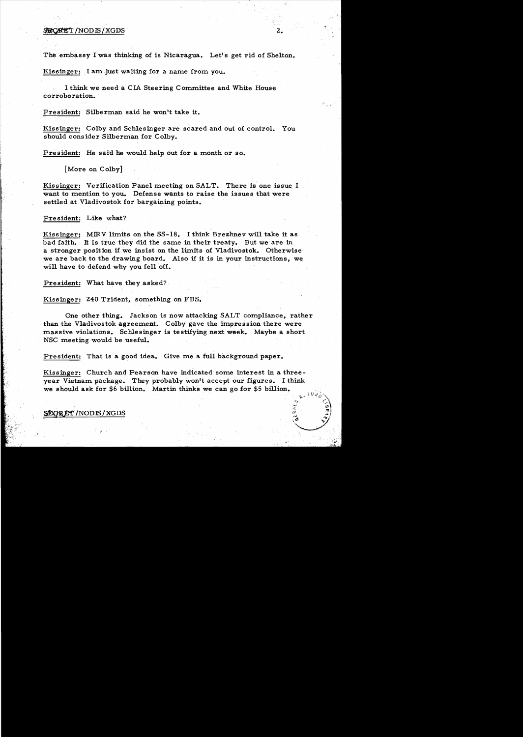The embassy I was thinking of is Nicaragua. Let's get rid of Shelton.

Kissinger: I am just waiting for a name from you.

I think we need a CIA Steering Committee and White House corroboration.

President: Silberman said he won't take it.

Kissinger: Colby and Schlesinger are scared and out of control. You should consider Silberman for Colby.

President: He said he would help out for a month or so.

[More on Colby]

Kissinger: Verification Panel meeting on SALT. There is one issue I want to mention to you. Defense wants to raise the issues that were settled at Vladivostok for bargaining points.

President: Like what?

Kissinger: MIRV limits on the SS-18. I think Brezhnev will take it as bad faith. It is true they did the same in their treaty. But we are in a stronger position if we insist on the limits of Vladivostok. Otherwise we are back to the drawing board. Also if it is in your instructions, we will have to defend why you fell off.

President: What have they asked?

Kissinger: 240 Trident, something on FBS.

One other thing. Jackson is now attacking SALT compliance, rather than the Vladivostok agreement. Colby gave the impression there were massive violations. Schlesinger is testifying next week. Maybe a short NSC meeting would be useful.

President: That is a good idea. Give me a full background paper.

Kissinger: Church and Pearson have indicated some interest in a three-year Vietnam package. They probably won't accept our figures. I think we should ask for $6 billion. Martin thinks we can go for $5 billion.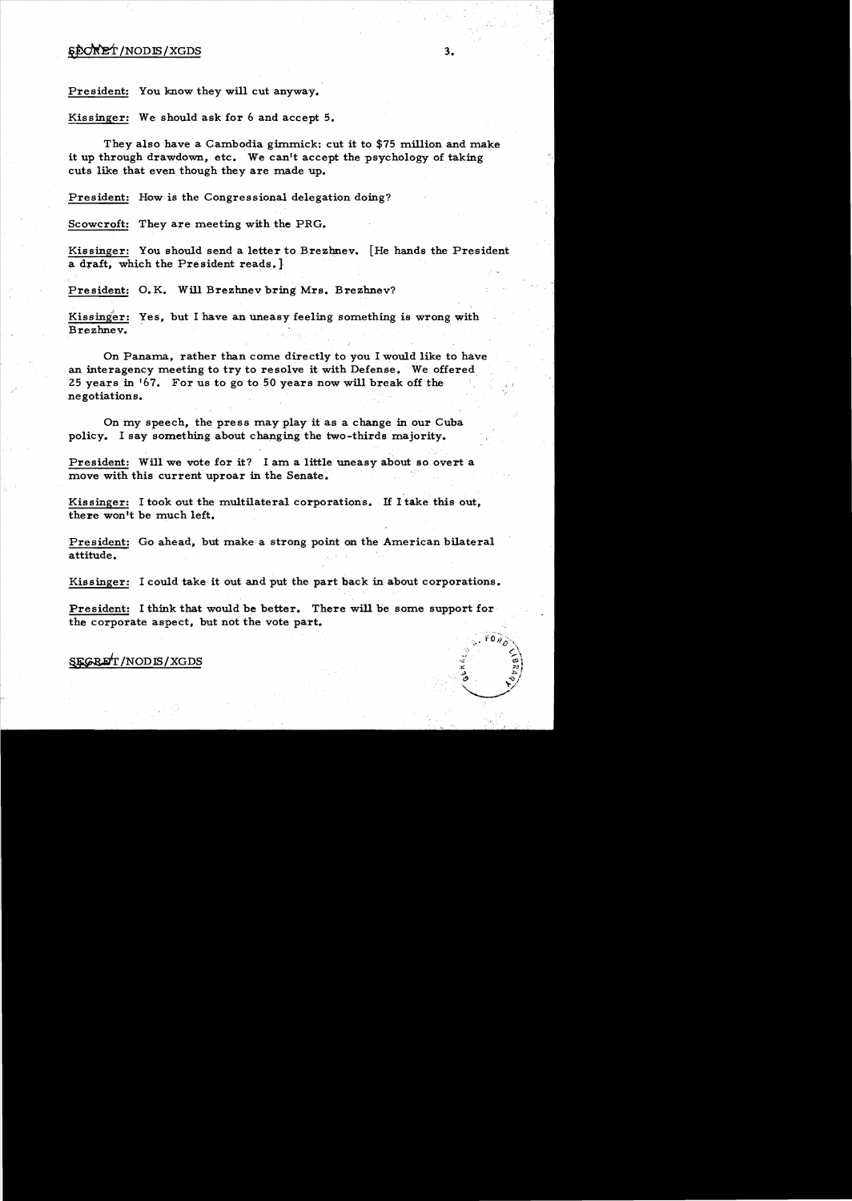President: You know they will cut anyway.

Kissinger: We should ask for 6 and accept 5.

They also have a Cambodia gimmick: cut it to $75 million and make it up through drawdown, etc. We can't accept the psychology of taking cuts like that even though they are made up.

President: How is the Congressional delegation doing?

Scowcroft: They are meeting with the PRG.

Kissinger: You should send a letter to Brezhnev. [He hands the President a draft, which the President reads.]

President: O.K. Will Brezhnev bring Mrs. Brezhnev?

Kissinger: Yes, but I have an uneasy feeling something is wrong with Brezhnev.

On Panama, rather than come directly to you I would like to have an interagency meeting to try to resolve it with Defense. We offered 25 years in '67. For us to go to 50 years now will break off the negotiations.

On my speech, the press may play it as a change in our Cuba policy. I say something about changing the two-thirds majority.

President: Will we vote for it? I am a little uneasy about so overt a move with this current uproar in the Senate.

Kissinger: I took out the multilateral corporations. If I take this out, there won't be much left.

President: Go ahead, but make a strong point on the American bilateral attitude.

Kissinger: I could take it out and put the part back in about corporations.

President: I think that would be better. There will be some support for the corporate aspect, but not the vote part.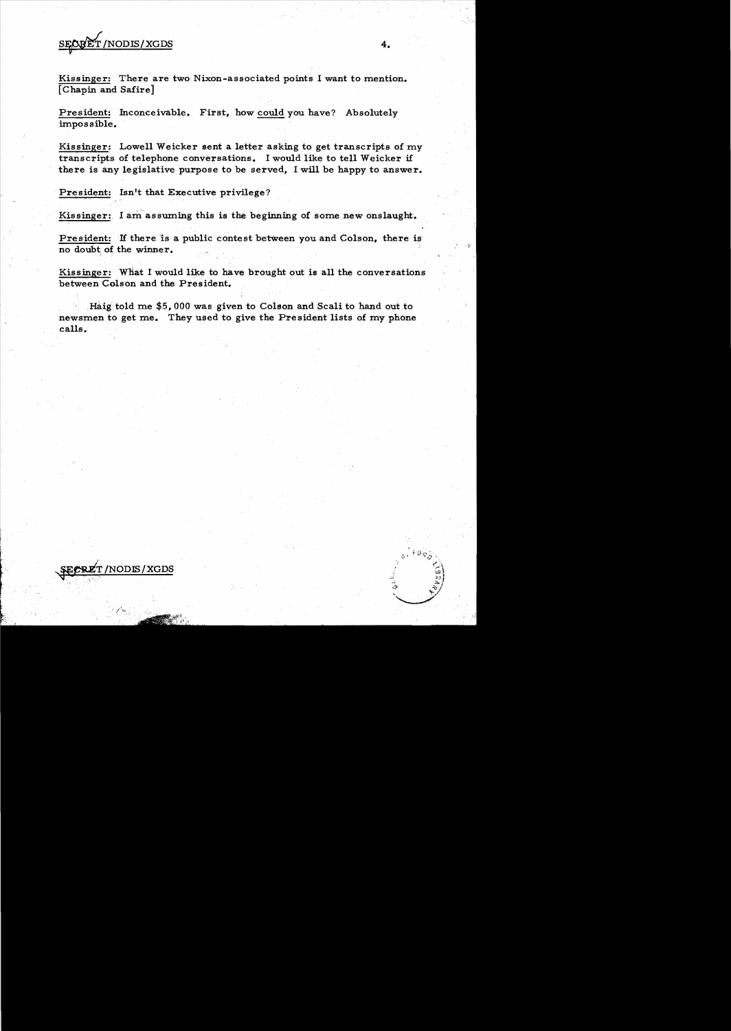SECRET/NODIS/XGDS

Kissinger: There are two Nixon-associated points I want to mention. [Chapin and Safire]

President: Inconceivable. First, how could you have? Absolutely impossible.

Kissinger: Lowell Weicker sent a letter asking to get transcripts of my transcripts of telephone conversations. I would like to tell Weicker if there is any legislative purpose to be served, I will be happy to answer.

President: Isn't that Executive privilege?

Kissinger: I am assuming this is the beginning of some new onslaught.

President: If there is a public contest between you and Colson, there is no doubt of the winner.

Kissinger: What I would like to have brought out is all the conversations between Colson and the President.

Haig told me $5,000 was given to Colson and Scali to hand out to newsmen to get me. They used to give the President lists of my phone calls.

SECRET/NODIS/XGDS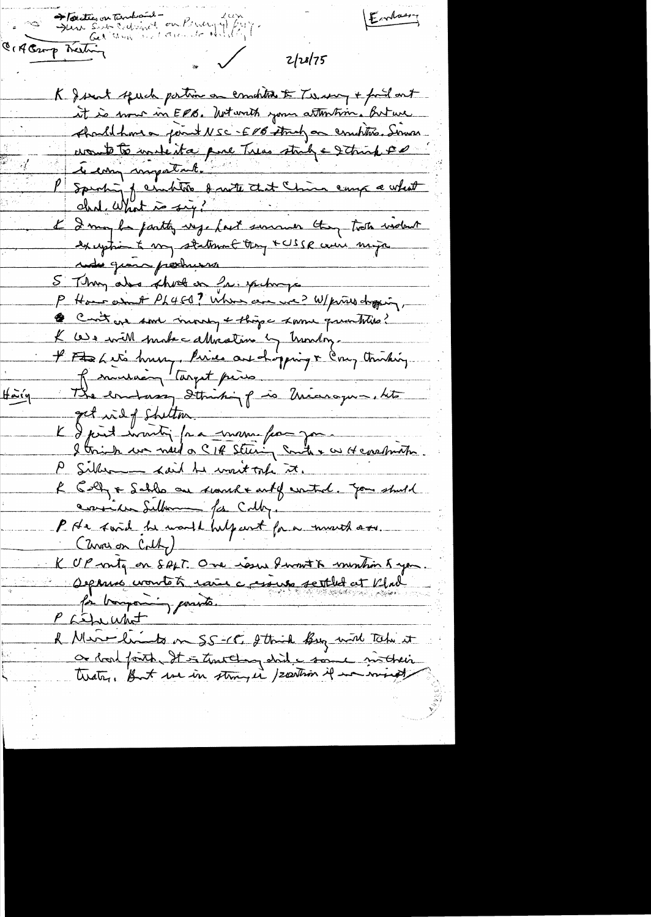→ Factions on Cambodia –
Sen Scott called on Percy of Sen
Get them ... of Cambodia

C. Cong Meeting

Embassy

2/28/75

K I sent speech portion on conditions to Treasury & find out it is now in EPB. Not worth your attention. But we should have a joint NSC-EPB study on conditions. Simon wants to make it a pure Treas study & I think it is very important.

P Speaking of conditions I note that China complains about what deal. What is say?

K I may be partly responsible. Last summer they took violent exception to my statement they & USSR were major wheat grain producers.

S They also short on for. exchange.

P How about PL480? Where are we? W/prices dropping, can't we save money & things same quantities?

K We will make allocation by Monday.

P Ford/Lets hurry. Prices are dropping & Cong thinking of increasing target prices.

Haig The embassy I'm thinking of is Nicaragua – lets get rid of Shelton.

K I just wanted for a memo from you. I think we need a CIA Steering Comte & a 40 Committee.

P Silberman said he won't take it.

K Colby & Schles are scared & out of control. You should convince Silberman for Colby.

P He said he would help out for a month or so. (More on Colby)

K VP wants on SALT. One issue I want to mention to you. Defense wants to raise issues settled at Vlad for bargaining points.

P Like what

K Missile limits on SS-18. I think Brez will take it as bad faith. It is true they did a same in their treaty. But we in stronger position if we ...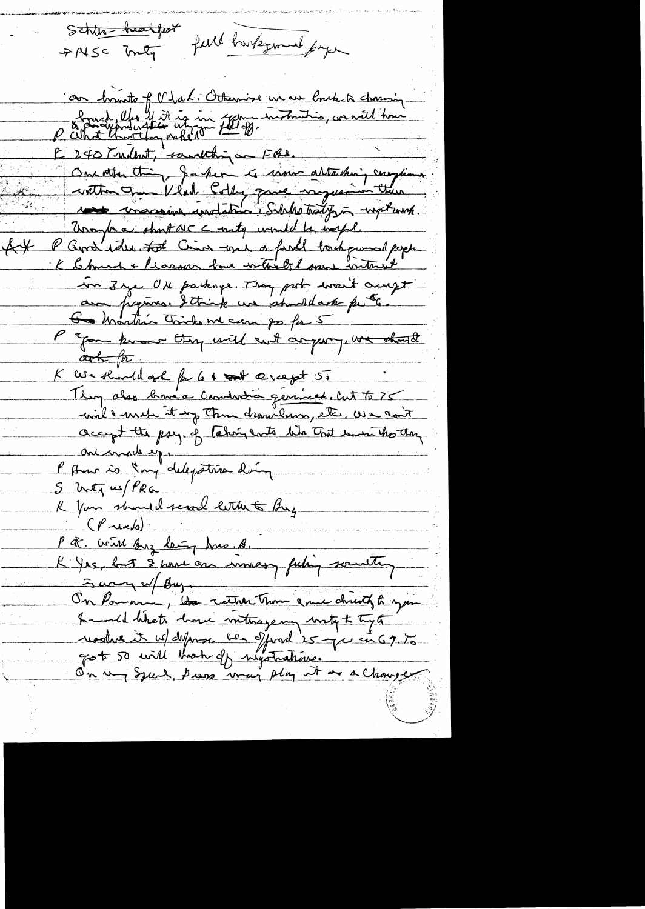Schlesinger - breakfast
→ NSC mtg    full background paper

on limits of Vlad. Otherwise we are back to choosing
launch. Also if it is in your instructions, we will have
& freedom to mix within 1320 off.
P What have they asked
K 240 Trident, something on FBS.
One other thing, Jackson is now attacking everything
within the Vlad. Colby gave impression there
was massive violations. Schlesinger testifying - upset everyone.
Wrap-up a short NSC mtg would be useful.
AX P Good idea to get Colby - make a full background paper.
K Schlesinger & Pearson have introduced a new initiative
in 3 yr. DK package. They put won't accept
our figures. I think we should ask for 6.
Gen Martin thinks we can go for 5
P You know they will cut anyway. We should
ask for
K We should ask for 6 & accept 5.
They also have a Cambodia gimmick. Cut to 75
mil & make it by three drawdowns, etc. We can't
accept the pay. of taking cuts like that even tho they
are made up.
P How is Sam's delegation doing
S Mtg w/ PRG
K You should send letter to Bry
(P reads)
P OK. Will Bry bring home B.
K Yes, but I have an uneasy feeling something
is wrong w/ Bry.
On Panama, [struck] rather than come directly to you
I would like to have intragency mtg to try to
resolve it w/ defense. We offered 25 yrs in 67. To
get 50 will break off negotiations.
On my Speech, Press may play it as a change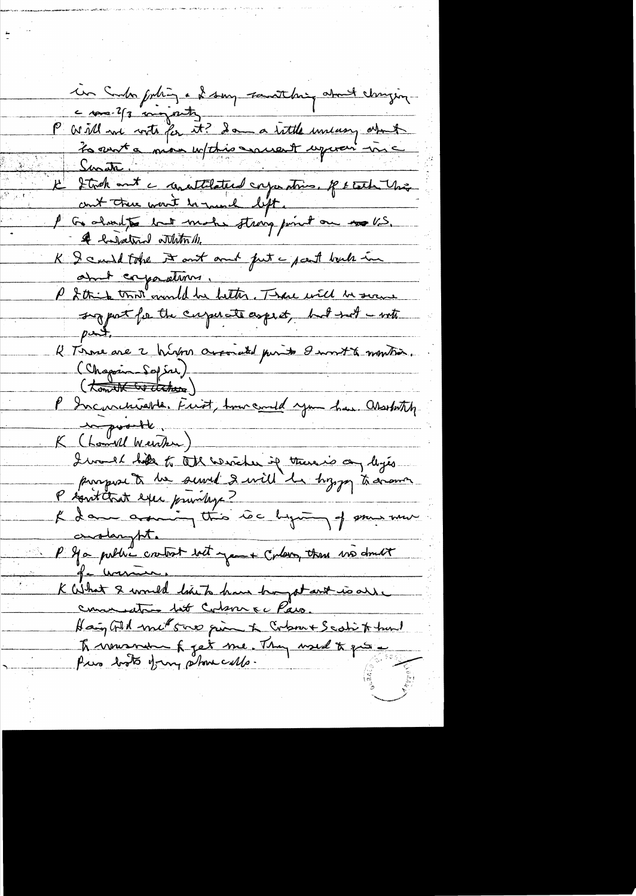in Curb polling & I say something about changing a pro 2/3 majority

P Will we vote for it? I am a little uneasy about to want a man w/this current uproar in the Senate.

K I took out the unattributed corporations. If I take this out there won't be much left.

P Go ahead but make strong point on ~~the~~ U.S. & bilateral attitude.

K I could take it out and put a part back in about corporations.

P I think that would be better. There will be some support for the corporate aspect, but not the vote part.

K There are 2 Wisconsin associated points I want to mention. (Chapin-Sapir) (~~Lowell Weicker~~)

P Inconceivable. First, how could you have. Absolutely impossible.

K (Lowell Weicker)

I would like to tell Weicker if there is any hedges purpose to be served I will be happy to answer.

P Isn't that exec privilege?

K I am assuming this is the beginning of some new onslaught.

P If a public contest with you & Colson, there is no doubt of the winner.

K What I would like to have brought out is all the conversations with Colson re Paris.

Haig told me [?] ~~some~~ [?] to Colson & Scali to turn to newsmen for get me. They used to get the Pres. to do things by phone calls.